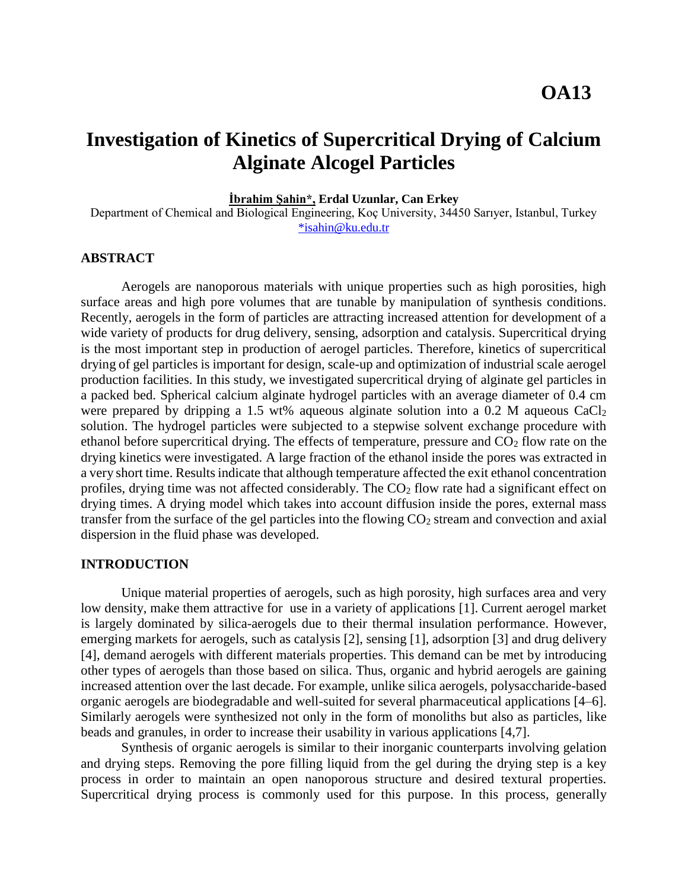**OA13**

# Investigation of Kinetics of Supercritical Drying of Calcium Alginate Alcogel Particles

**İbrahim Şahin\*, Erdal Uzunlar, Can Erkey**

Department of Chemical and Biological Engineering, Koç University, 34450 Sarıyer, Istanbul, Turkey

*isahin@ku.edu.tr

## ABSTRACT

Aerogels are nanoporous materials with unique properties such as high porosities, high surface areas and high pore volumes that are tunable by manipulation of synthesis conditions. Recently, aerogels in the form of particles are attracting increased attention for development of a wide variety of products for drug delivery, sensing, adsorption and catalysis. Supercritical drying is the most important step in production of aerogel particles. Therefore, kinetics of supercritical drying of gel particles is important for design, scale-up and optimization of industrial scale aerogel production facilities. In this study, we investigated supercritical drying of alginate gel particles in a packed bed. Spherical calcium alginate hydrogel particles with an average diameter of 0.4 cm were prepared by dripping a 1.5 wt% aqueous alginate solution into a 0.2 M aqueous $CaCl_2$ solution. The hydrogel particles were subjected to a stepwise solvent exchange procedure with ethanol before supercritical drying. The effects of temperature, pressure and $CO_2$ flow rate on the drying kinetics were investigated. A large fraction of the ethanol inside the pores was extracted in a very short time. Results indicate that although temperature affected the exit ethanol concentration profiles, drying time was not affected considerably. The $CO_2$ flow rate had a significant effect on drying times. A drying model which takes into account diffusion inside the pores, external mass transfer from the surface of the gel particles into the flowing $CO_2$ stream and convection and axial dispersion in the fluid phase was developed.

## INTRODUCTION

Unique material properties of aerogels, such as high porosity, high surfaces area and very low density, make them attractive for use in a variety of applications [1]. Current aerogel market is largely dominated by silica-aerogels due to their thermal insulation performance. However, emerging markets for aerogels, such as catalysis [2], sensing [1], adsorption [3] and drug delivery [4], demand aerogels with different materials properties. This demand can be met by introducing other types of aerogels than those based on silica. Thus, organic and hybrid aerogels are gaining increased attention over the last decade. For example, unlike silica aerogels, polysaccharide-based organic aerogels are biodegradable and well-suited for several pharmaceutical applications [4–6]. Similarly aerogels were synthesized not only in the form of monoliths but also as particles, like beads and granules, in order to increase their usability in various applications [4,7].

Synthesis of organic aerogels is similar to their inorganic counterparts involving gelation and drying steps. Removing the pore filling liquid from the gel during the drying step is a key process in order to maintain an open nanoporous structure and desired textural properties. Supercritical drying process is commonly used for this purpose. In this process, generally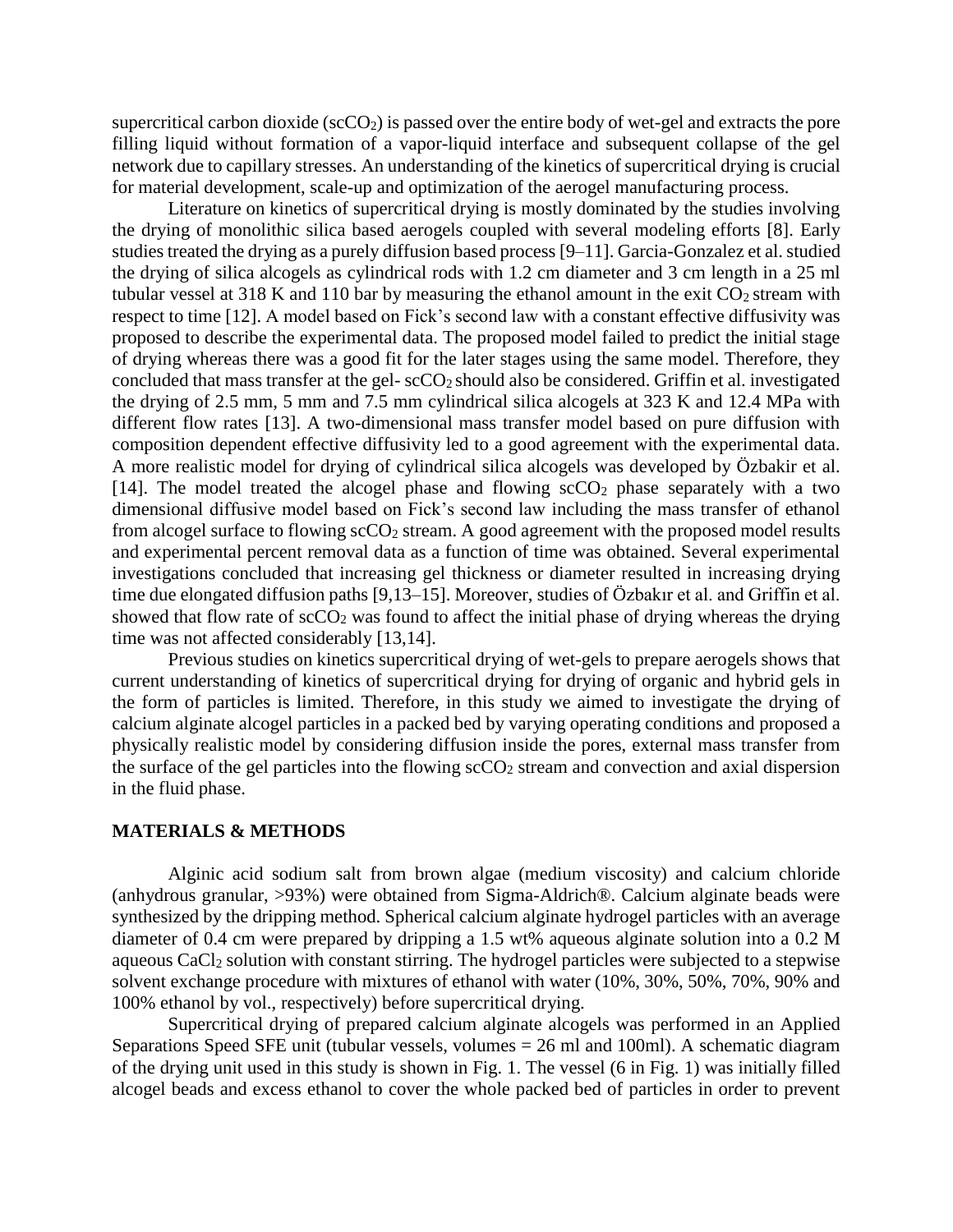supercritical carbon dioxide ($scCO_2$) is passed over the entire body of wet-gel and extracts the pore filling liquid without formation of a vapor-liquid interface and subsequent collapse of the gel network due to capillary stresses. An understanding of the kinetics of supercritical drying is crucial for material development, scale-up and optimization of the aerogel manufacturing process.

Literature on kinetics of supercritical drying is mostly dominated by the studies involving the drying of monolithic silica based aerogels coupled with several modeling efforts [8]. Early studies treated the drying as a purely diffusion based process [9–11]. Garcia-Gonzalez et al. studied the drying of silica alcogels as cylindrical rods with 1.2 cm diameter and 3 cm length in a 25 ml tubular vessel at 318 K and 110 bar by measuring the ethanol amount in the exit $CO_2$ stream with respect to time [12]. A model based on Fick's second law with a constant effective diffusivity was proposed to describe the experimental data. The proposed model failed to predict the initial stage of drying whereas there was a good fit for the later stages using the same model. Therefore, they concluded that mass transfer at the gel- $scCO_2$ should also be considered. Griffin et al. investigated the drying of 2.5 mm, 5 mm and 7.5 mm cylindrical silica alcogels at 323 K and 12.4 MPa with different flow rates [13]. A two-dimensional mass transfer model based on pure diffusion with composition dependent effective diffusivity led to a good agreement with the experimental data. A more realistic model for drying of cylindrical silica alcogels was developed by Özbakir et al. [14]. The model treated the alcogel phase and flowing $scCO_2$ phase separately with a two dimensional diffusive model based on Fick's second law including the mass transfer of ethanol from alcogel surface to flowing $scCO_2$ stream. A good agreement with the proposed model results and experimental percent removal data as a function of time was obtained. Several experimental investigations concluded that increasing gel thickness or diameter resulted in increasing drying time due elongated diffusion paths [9,13–15]. Moreover, studies of Özbakır et al. and Griffin et al. showed that flow rate of $scCO_2$ was found to affect the initial phase of drying whereas the drying time was not affected considerably [13,14].

Previous studies on kinetics supercritical drying of wet-gels to prepare aerogels shows that current understanding of kinetics of supercritical drying for drying of organic and hybrid gels in the form of particles is limited. Therefore, in this study we aimed to investigate the drying of calcium alginate alcogel particles in a packed bed by varying operating conditions and proposed a physically realistic model by considering diffusion inside the pores, external mass transfer from the surface of the gel particles into the flowing $scCO_2$ stream and convection and axial dispersion in the fluid phase.

## MATERIALS & METHODS

Alginic acid sodium salt from brown algae (medium viscosity) and calcium chloride (anhydrous granular, >93%) were obtained from Sigma-Aldrich®. Calcium alginate beads were synthesized by the dripping method. Spherical calcium alginate hydrogel particles with an average diameter of 0.4 cm were prepared by dripping a 1.5 wt% aqueous alginate solution into a 0.2 M aqueous $CaCl_2$ solution with constant stirring. The hydrogel particles were subjected to a stepwise solvent exchange procedure with mixtures of ethanol with water (10%, 30%, 50%, 70%, 90% and 100% ethanol by vol., respectively) before supercritical drying.

Supercritical drying of prepared calcium alginate alcogels was performed in an Applied Separations Speed SFE unit (tubular vessels, volumes = 26 ml and 100ml). A schematic diagram of the drying unit used in this study is shown in Fig. 1. The vessel (6 in Fig. 1) was initially filled alcogel beads and excess ethanol to cover the whole packed bed of particles in order to prevent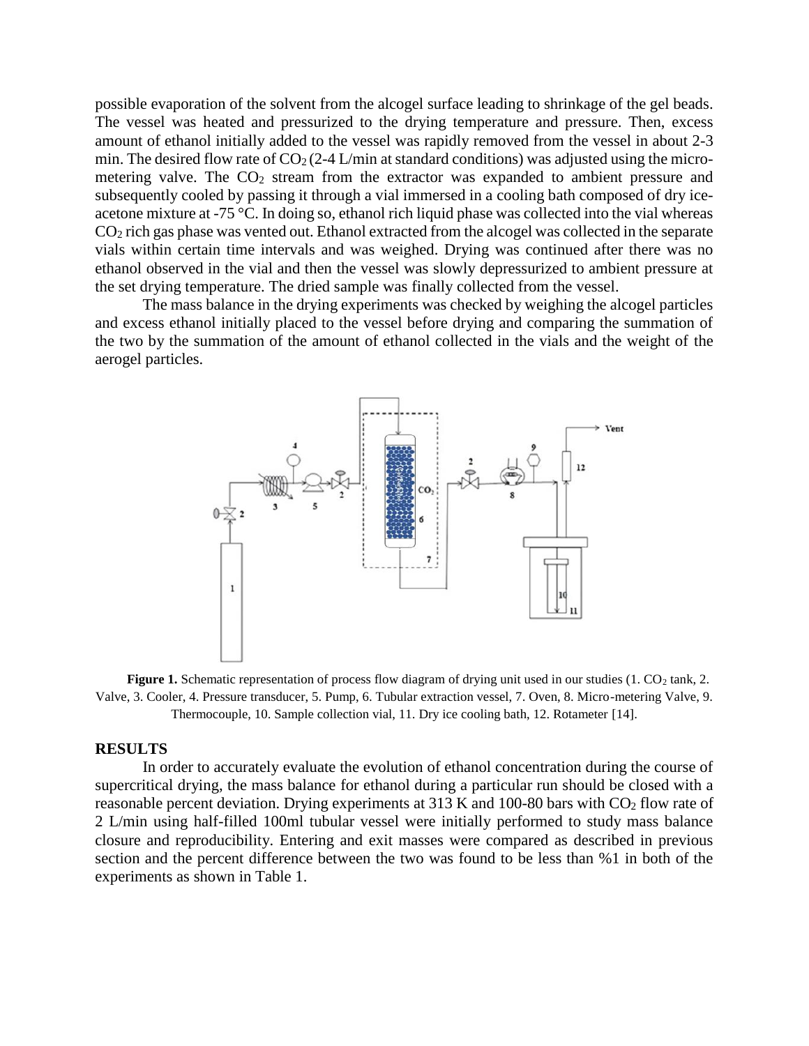possible evaporation of the solvent from the alcogel surface leading to shrinkage of the gel beads. The vessel was heated and pressurized to the drying temperature and pressure. Then, excess amount of ethanol initially added to the vessel was rapidly removed from the vessel in about 2-3 min. The desired flow rate of $CO_2$ (2-4 L/min at standard conditions) was adjusted using the micro-metering valve. The $CO_2$ stream from the extractor was expanded to ambient pressure and subsequently cooled by passing it through a vial immersed in a cooling bath composed of dry ice-acetone mixture at -75 °C. In doing so, ethanol rich liquid phase was collected into the vial whereas $CO_2$ rich gas phase was vented out. Ethanol extracted from the alcogel was collected in the separate vials within certain time intervals and was weighed. Drying was continued after there was no ethanol observed in the vial and then the vessel was slowly depressurized to ambient pressure at the set drying temperature. The dried sample was finally collected from the vessel.

The mass balance in the drying experiments was checked by weighing the alcogel particles and excess ethanol initially placed to the vessel before drying and comparing the summation of the two by the summation of the amount of ethanol collected in the vials and the weight of the aerogel particles.

**Figure 1.** Schematic representation of process flow diagram of drying unit used in our studies (1. $CO_2$ tank, 2. Valve, 3. Cooler, 4. Pressure transducer, 5. Pump, 6. Tubular extraction vessel, 7. Oven, 8. Micro-metering Valve, 9. Thermocouple, 10. Sample collection vial, 11. Dry ice cooling bath, 12. Rotameter [14].

## RESULTS

In order to accurately evaluate the evolution of ethanol concentration during the course of supercritical drying, the mass balance for ethanol during a particular run should be closed with a reasonable percent deviation. Drying experiments at 313 K and 100-80 bars with $CO_2$ flow rate of 2 L/min using half-filled 100ml tubular vessel were initially performed to study mass balance closure and reproducibility. Entering and exit masses were compared as described in previous section and the percent difference between the two was found to be less than %1 in both of the experiments as shown in Table 1.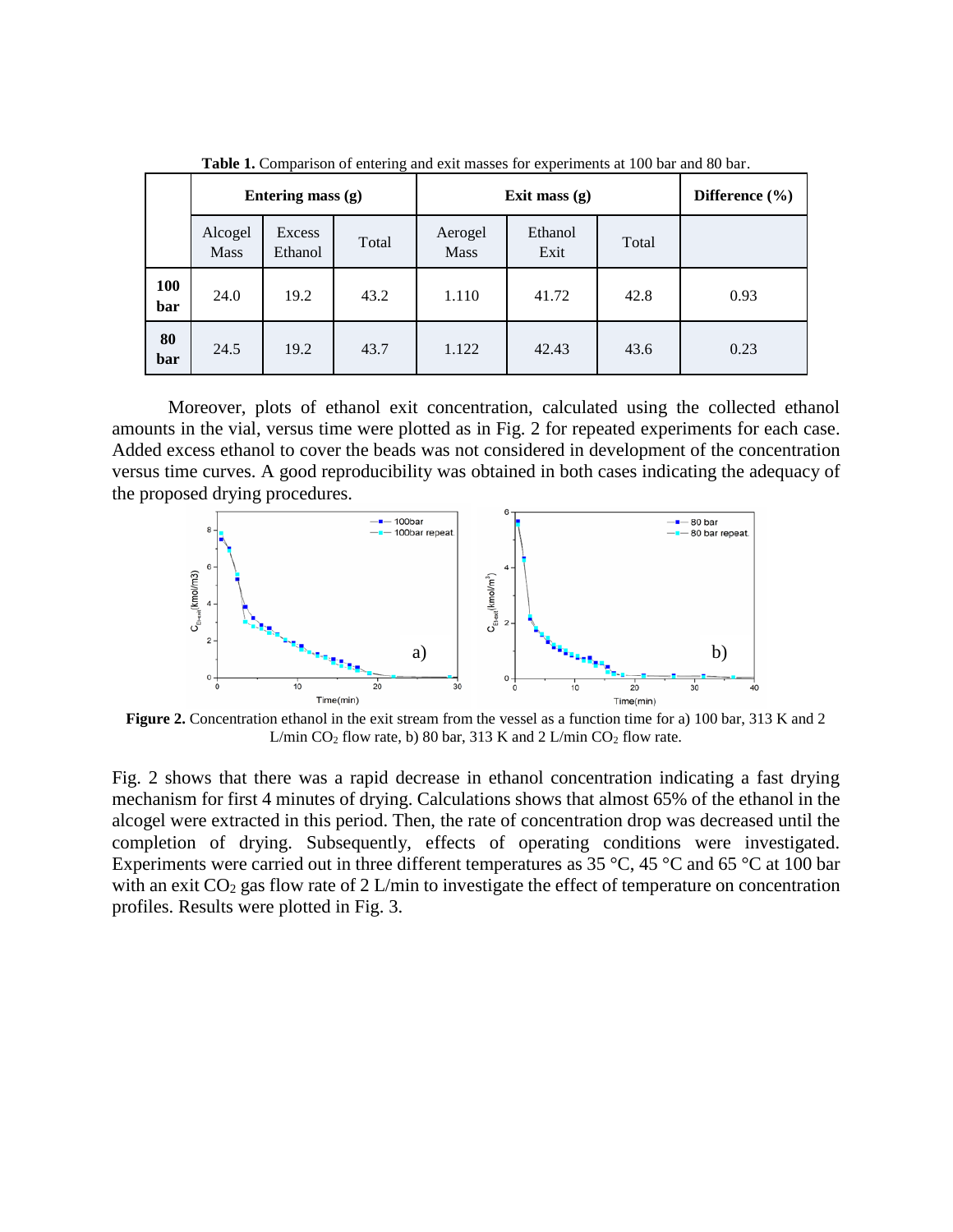**Table 1.** Comparison of entering and exit masses for experiments at 100 bar and 80 bar.

| | Entering mass (g) | | | Exit mass (g) | | | Difference (%) |
|---|---|---|---|---|---|---|---|
| | Alcogel Mass | Excess Ethanol | Total | Aerogel Mass | Ethanol Exit | Total | |
| **100 bar** | 24.0 | 19.2 | 43.2 | 1.110 | 41.72 | 42.8 | 0.93 |
| **80 bar** | 24.5 | 19.2 | 43.7 | 1.122 | 42.43 | 43.6 | 0.23 |

Moreover, plots of ethanol exit concentration, calculated using the collected ethanol amounts in the vial, versus time were plotted as in Fig. 2 for repeated experiments for each case. Added excess ethanol to cover the beads was not considered in development of the concentration versus time curves. A good reproducibility was obtained in both cases indicating the adequacy of the proposed drying procedures.

**Figure 2.** Concentration ethanol in the exit stream from the vessel as a function time for a) 100 bar, 313 K and 2 L/min $CO_2$ flow rate, b) 80 bar, 313 K and 2 L/min $CO_2$ flow rate.

Fig. 2 shows that there was a rapid decrease in ethanol concentration indicating a fast drying mechanism for first 4 minutes of drying. Calculations shows that almost 65% of the ethanol in the alcogel were extracted in this period. Then, the rate of concentration drop was decreased until the completion of drying. Subsequently, effects of operating conditions were investigated. Experiments were carried out in three different temperatures as 35 °C, 45 °C and 65 °C at 100 bar with an exit $CO_2$ gas flow rate of 2 L/min to investigate the effect of temperature on concentration profiles. Results were plotted in Fig. 3.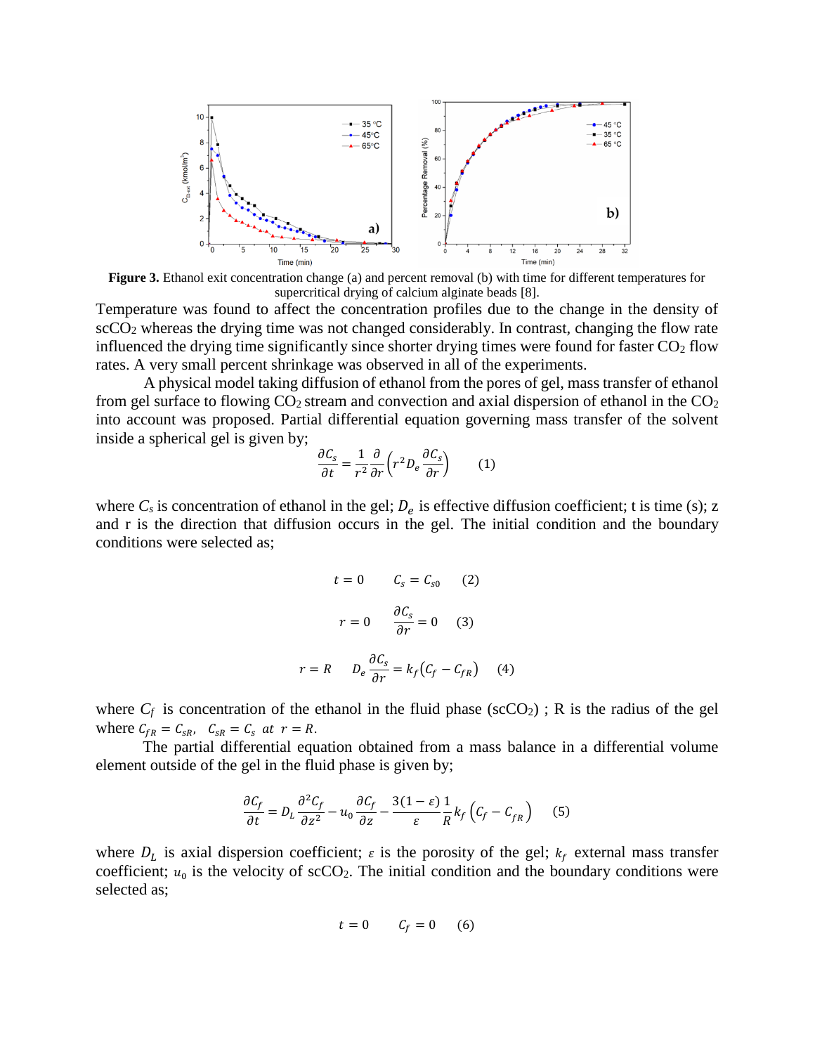**Figure 3.** Ethanol exit concentration change (a) and percent removal (b) with time for different temperatures for supercritical drying of calcium alginate beads [8].

Temperature was found to affect the concentration profiles due to the change in the density of $scCO_2$ whereas the drying time was not changed considerably. In contrast, changing the flow rate influenced the drying time significantly since shorter drying times were found for faster $CO_2$ flow rates. A very small percent shrinkage was observed in all of the experiments.

A physical model taking diffusion of ethanol from the pores of gel, mass transfer of ethanol from gel surface to flowing $CO_2$ stream and convection and axial dispersion of ethanol in the $CO_2$ into account was proposed. Partial differential equation governing mass transfer of the solvent inside a spherical gel is given by;

$$\frac{\partial C_s}{\partial t} = \frac{1}{r^2}\frac{\partial}{\partial r}\left(r^2 D_e \frac{\partial C_s}{\partial r}\right) \qquad (1)$$

where $C_s$ is concentration of ethanol in the gel; $D_e$ is effective diffusion coefficient; t is time (s); z and r is the direction that diffusion occurs in the gel. The initial condition and the boundary conditions were selected as;

$$t = 0 \qquad C_s = C_{s0} \qquad (2)$$

$$r = 0 \qquad \frac{\partial C_s}{\partial r} = 0 \qquad (3)$$

$$r = R \qquad D_e \frac{\partial C_s}{\partial r} = k_f\left(C_f - C_{fR}\right) \qquad (4)$$

where $C_f$ is concentration of the ethanol in the fluid phase ($scCO_2$) ; R is the radius of the gel where $C_{fR} = C_{sR},\ \ C_{sR} = C_s \ at \ r = R$.

The partial differential equation obtained from a mass balance in a differential volume element outside of the gel in the fluid phase is given by;

$$\frac{\partial C_f}{\partial t} = D_L \frac{\partial^2 C_f}{\partial z^2} - u_0 \frac{\partial C_f}{\partial z} - \frac{3(1-\varepsilon)}{\varepsilon}\frac{1}{R} k_f\left(C_f - C_{fR}\right) \qquad (5)$$

where $D_L$ is axial dispersion coefficient; $\varepsilon$ is the porosity of the gel; $k_f$ external mass transfer coefficient; $u_0$ is the velocity of $scCO_2$. The initial condition and the boundary conditions were selected as;

$$t = 0 \qquad C_f = 0 \qquad (6)$$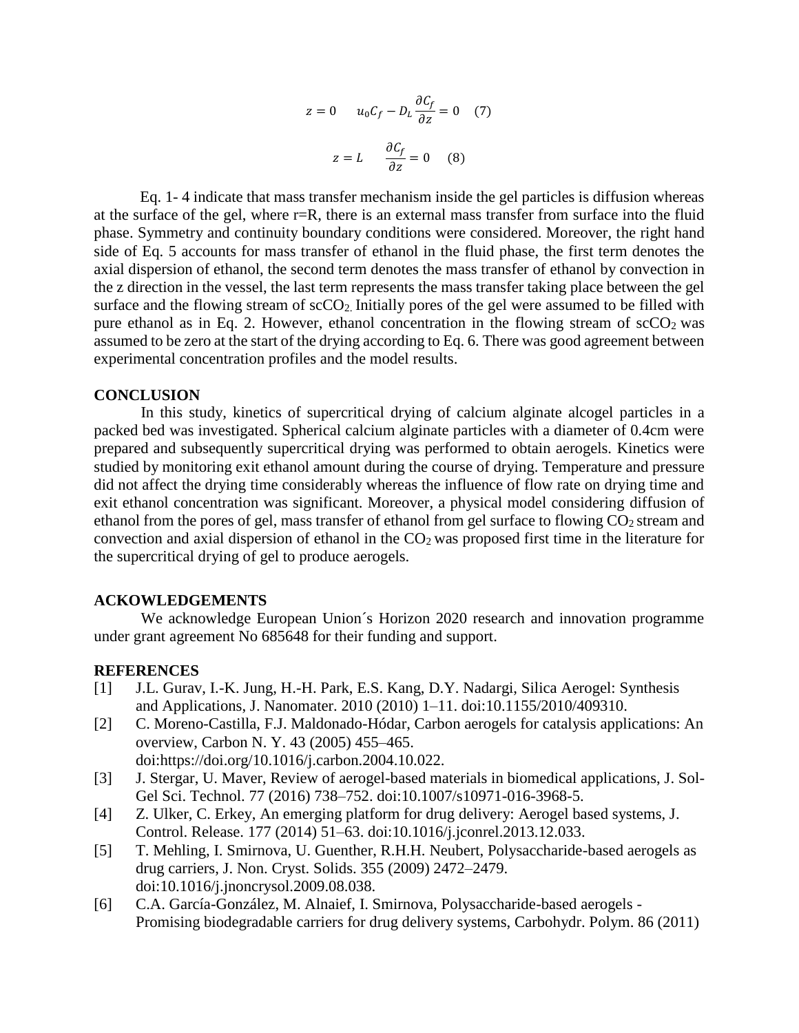$$z = 0 \qquad u_0 C_f - D_L \frac{\partial C_f}{\partial z} = 0 \quad (7)$$

$$z = L \qquad \frac{\partial C_f}{\partial z} = 0 \quad (8)$$

Eq. 1- 4 indicate that mass transfer mechanism inside the gel particles is diffusion whereas at the surface of the gel, where r=R, there is an external mass transfer from surface into the fluid phase. Symmetry and continuity boundary conditions were considered. Moreover, the right hand side of Eq. 5 accounts for mass transfer of ethanol in the fluid phase, the first term denotes the axial dispersion of ethanol, the second term denotes the mass transfer of ethanol by convection in the z direction in the vessel, the last term represents the mass transfer taking place between the gel surface and the flowing stream of $scCO_2$. Initially pores of the gel were assumed to be filled with pure ethanol as in Eq. 2. However, ethanol concentration in the flowing stream of $scCO_2$ was assumed to be zero at the start of the drying according to Eq. 6. There was good agreement between experimental concentration profiles and the model results.

## CONCLUSION

In this study, kinetics of supercritical drying of calcium alginate alcogel particles in a packed bed was investigated. Spherical calcium alginate particles with a diameter of 0.4cm were prepared and subsequently supercritical drying was performed to obtain aerogels. Kinetics were studied by monitoring exit ethanol amount during the course of drying. Temperature and pressure did not affect the drying time considerably whereas the influence of flow rate on drying time and exit ethanol concentration was significant. Moreover, a physical model considering diffusion of ethanol from the pores of gel, mass transfer of ethanol from gel surface to flowing $CO_2$ stream and convection and axial dispersion of ethanol in the $CO_2$ was proposed first time in the literature for the supercritical drying of gel to produce aerogels.

## ACKOWLEDGEMENTS

We acknowledge European Union´s Horizon 2020 research and innovation programme under grant agreement No 685648 for their funding and support.

## REFERENCES

[1] J.L. Gurav, I.-K. Jung, H.-H. Park, E.S. Kang, D.Y. Nadargi, Silica Aerogel: Synthesis and Applications, J. Nanomater. 2010 (2010) 1–11. doi:10.1155/2010/409310.

[2] C. Moreno-Castilla, F.J. Maldonado-Hódar, Carbon aerogels for catalysis applications: An overview, Carbon N. Y. 43 (2005) 455–465. doi:https://doi.org/10.1016/j.carbon.2004.10.022.

[3] J. Stergar, U. Maver, Review of aerogel-based materials in biomedical applications, J. Sol-Gel Sci. Technol. 77 (2016) 738–752. doi:10.1007/s10971-016-3968-5.

[4] Z. Ulker, C. Erkey, An emerging platform for drug delivery: Aerogel based systems, J. Control. Release. 177 (2014) 51–63. doi:10.1016/j.jconrel.2013.12.033.

[5] T. Mehling, I. Smirnova, U. Guenther, R.H.H. Neubert, Polysaccharide-based aerogels as drug carriers, J. Non. Cryst. Solids. 355 (2009) 2472–2479. doi:10.1016/j.jnoncrysol.2009.08.038.

[6] C.A. García-González, M. Alnaief, I. Smirnova, Polysaccharide-based aerogels - Promising biodegradable carriers for drug delivery systems, Carbohydr. Polym. 86 (2011)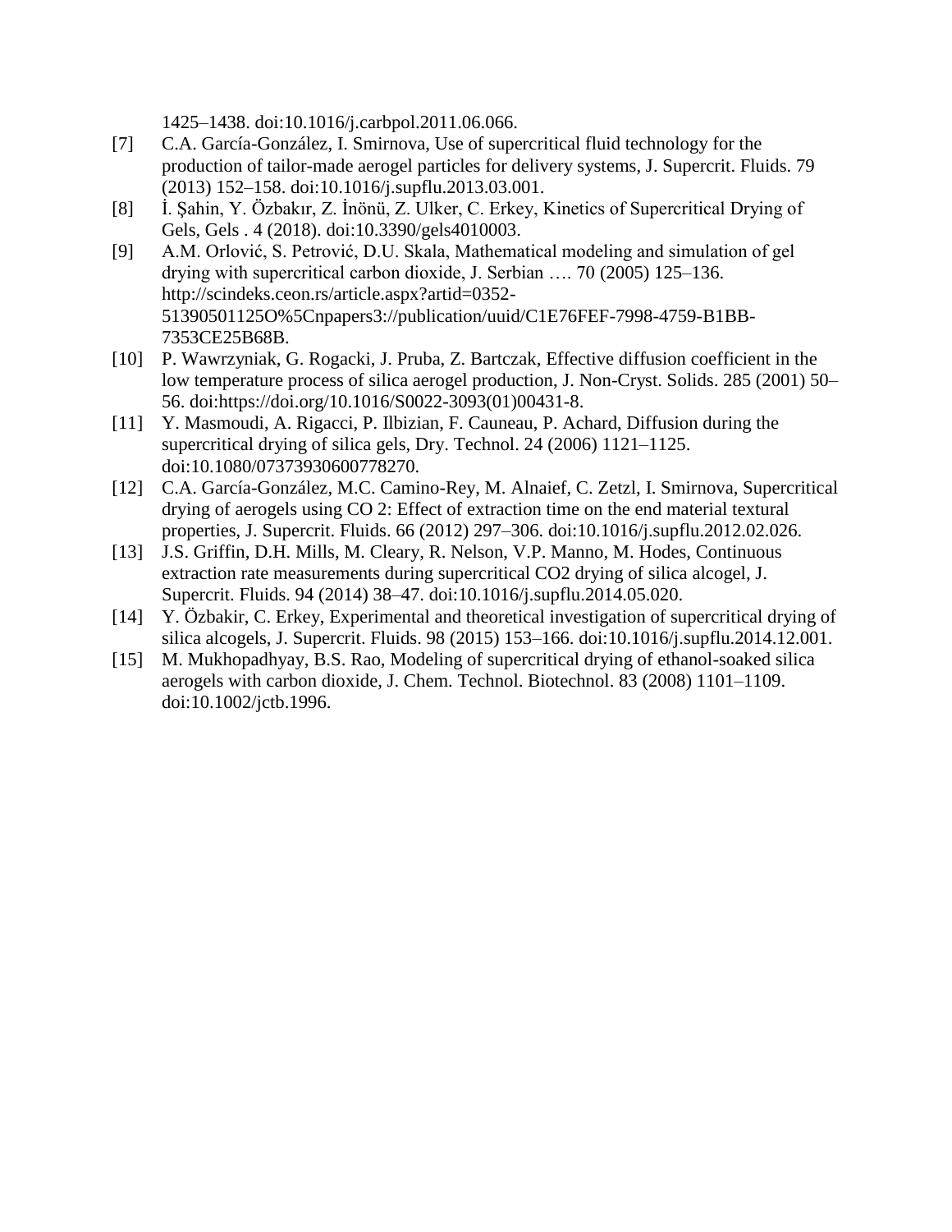1425–1438. doi:10.1016/j.carbpol.2011.06.066.

[7] C.A. García-González, I. Smirnova, Use of supercritical fluid technology for the production of tailor-made aerogel particles for delivery systems, J. Supercrit. Fluids. 79 (2013) 152–158. doi:10.1016/j.supflu.2013.03.001.

[8] İ. Şahin, Y. Özbakır, Z. İnönü, Z. Ulker, C. Erkey, Kinetics of Supercritical Drying of Gels, Gels . 4 (2018). doi:10.3390/gels4010003.

[9] A.M. Orlović, S. Petrović, D.U. Skala, Mathematical modeling and simulation of gel drying with supercritical carbon dioxide, J. Serbian …. 70 (2005) 125–136. http://scindeks.ceon.rs/article.aspx?artid=0352-51390501125O%5Cnpapers3://publication/uuid/C1E76FEF-7998-4759-B1BB-7353CE25B68B.

[10] P. Wawrzyniak, G. Rogacki, J. Pruba, Z. Bartczak, Effective diffusion coefficient in the low temperature process of silica aerogel production, J. Non-Cryst. Solids. 285 (2001) 50–56. doi:https://doi.org/10.1016/S0022-3093(01)00431-8.

[11] Y. Masmoudi, A. Rigacci, P. Ilbizian, F. Cauneau, P. Achard, Diffusion during the supercritical drying of silica gels, Dry. Technol. 24 (2006) 1121–1125. doi:10.1080/07373930600778270.

[12] C.A. García-González, M.C. Camino-Rey, M. Alnaief, C. Zetzl, I. Smirnova, Supercritical drying of aerogels using CO 2: Effect of extraction time on the end material textural properties, J. Supercrit. Fluids. 66 (2012) 297–306. doi:10.1016/j.supflu.2012.02.026.

[13] J.S. Griffin, D.H. Mills, M. Cleary, R. Nelson, V.P. Manno, M. Hodes, Continuous extraction rate measurements during supercritical CO2 drying of silica alcogel, J. Supercrit. Fluids. 94 (2014) 38–47. doi:10.1016/j.supflu.2014.05.020.

[14] Y. Özbakir, C. Erkey, Experimental and theoretical investigation of supercritical drying of silica alcogels, J. Supercrit. Fluids. 98 (2015) 153–166. doi:10.1016/j.supflu.2014.12.001.

[15] M. Mukhopadhyay, B.S. Rao, Modeling of supercritical drying of ethanol-soaked silica aerogels with carbon dioxide, J. Chem. Technol. Biotechnol. 83 (2008) 1101–1109. doi:10.1002/jctb.1996.